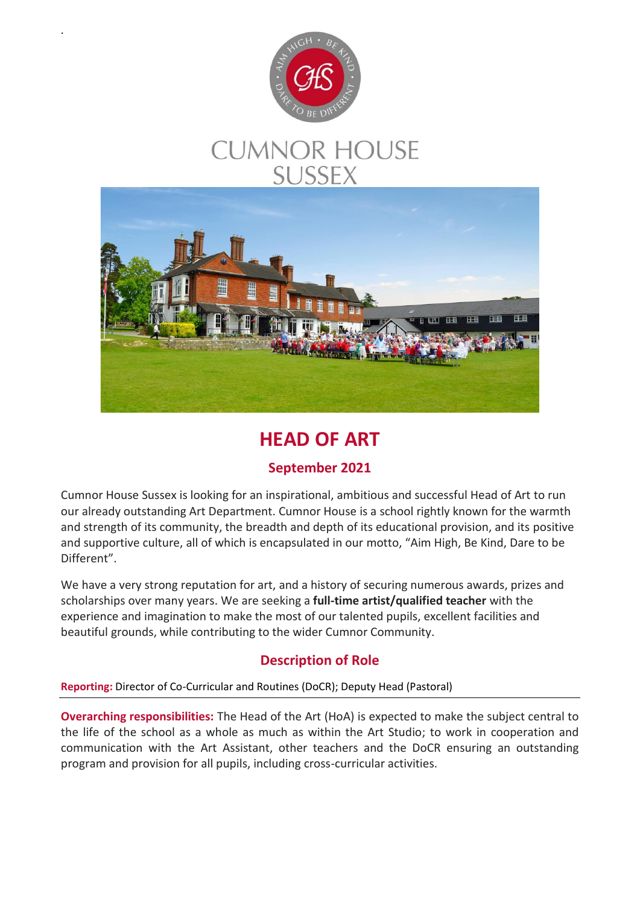# CUMNOR HOUSE SUSSEX

## HEAD OF ART

### September 2021

Cumnor House Sussex is looking for an inspirational, ambitious and successful Head of Art to run our already outstanding Art Department. Cumnor House is a school rightly known for the warmth and strength of its community, the breadth and depth of its educational provision, and its positive and supportive culture, all of which is encapsulated in our motto, "Aim High, Be Kind, Dare to be Different".

We have a very strong reputation for art, and a history of securing numerous awards, prizes and scholarships over many years. We are seeking a **full-time artist/qualified teacher** with the experience and imagination to make the most of our talented pupils, excellent facilities and beautiful grounds, while contributing to the wider Cumnor Community.

### Description of Role

**Reporting:** Director of Co-Curricular and Routines (DoCR); Deputy Head (Pastoral)

---

**Overarching responsibilities:** The Head of the Art (HoA) is expected to make the subject central to the life of the school as a whole as much as within the Art Studio; to work in cooperation and communication with the Art Assistant, other teachers and the DoCR ensuring an outstanding program and provision for all pupils, including cross-curricular activities.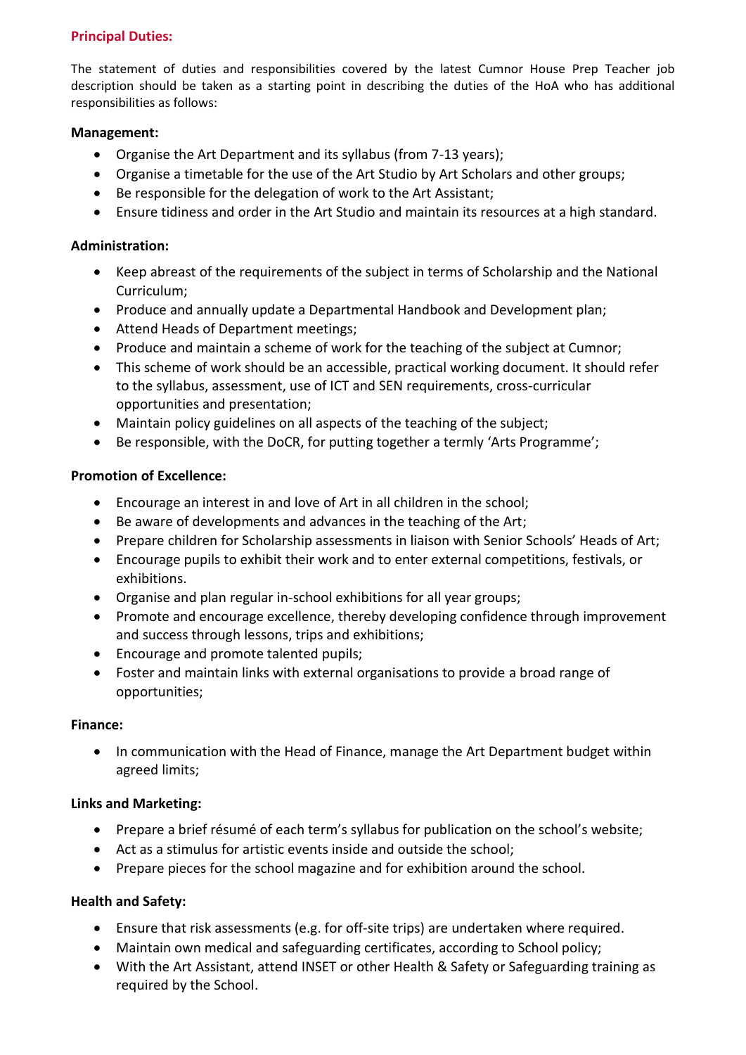## Principal Duties:

The statement of duties and responsibilities covered by the latest Cumnor House Prep Teacher job description should be taken as a starting point in describing the duties of the HoA who has additional responsibilities as follows:

**Management:**

- Organise the Art Department and its syllabus (from 7-13 years);
- Organise a timetable for the use of the Art Studio by Art Scholars and other groups;
- Be responsible for the delegation of work to the Art Assistant;
- Ensure tidiness and order in the Art Studio and maintain its resources at a high standard.

**Administration:**

- Keep abreast of the requirements of the subject in terms of Scholarship and the National Curriculum;
- Produce and annually update a Departmental Handbook and Development plan;
- Attend Heads of Department meetings;
- Produce and maintain a scheme of work for the teaching of the subject at Cumnor;
- This scheme of work should be an accessible, practical working document. It should refer to the syllabus, assessment, use of ICT and SEN requirements, cross-curricular opportunities and presentation;
- Maintain policy guidelines on all aspects of the teaching of the subject;
- Be responsible, with the DoCR, for putting together a termly 'Arts Programme';

**Promotion of Excellence:**

- Encourage an interest in and love of Art in all children in the school;
- Be aware of developments and advances in the teaching of the Art;
- Prepare children for Scholarship assessments in liaison with Senior Schools' Heads of Art;
- Encourage pupils to exhibit their work and to enter external competitions, festivals, or exhibitions.
- Organise and plan regular in-school exhibitions for all year groups;
- Promote and encourage excellence, thereby developing confidence through improvement and success through lessons, trips and exhibitions;
- Encourage and promote talented pupils;
- Foster and maintain links with external organisations to provide a broad range of opportunities;

**Finance:**

- In communication with the Head of Finance, manage the Art Department budget within agreed limits;

**Links and Marketing:**

- Prepare a brief résumé of each term's syllabus for publication on the school's website;
- Act as a stimulus for artistic events inside and outside the school;
- Prepare pieces for the school magazine and for exhibition around the school.

**Health and Safety:**

- Ensure that risk assessments (e.g. for off-site trips) are undertaken where required.
- Maintain own medical and safeguarding certificates, according to School policy;
- With the Art Assistant, attend INSET or other Health & Safety or Safeguarding training as required by the School.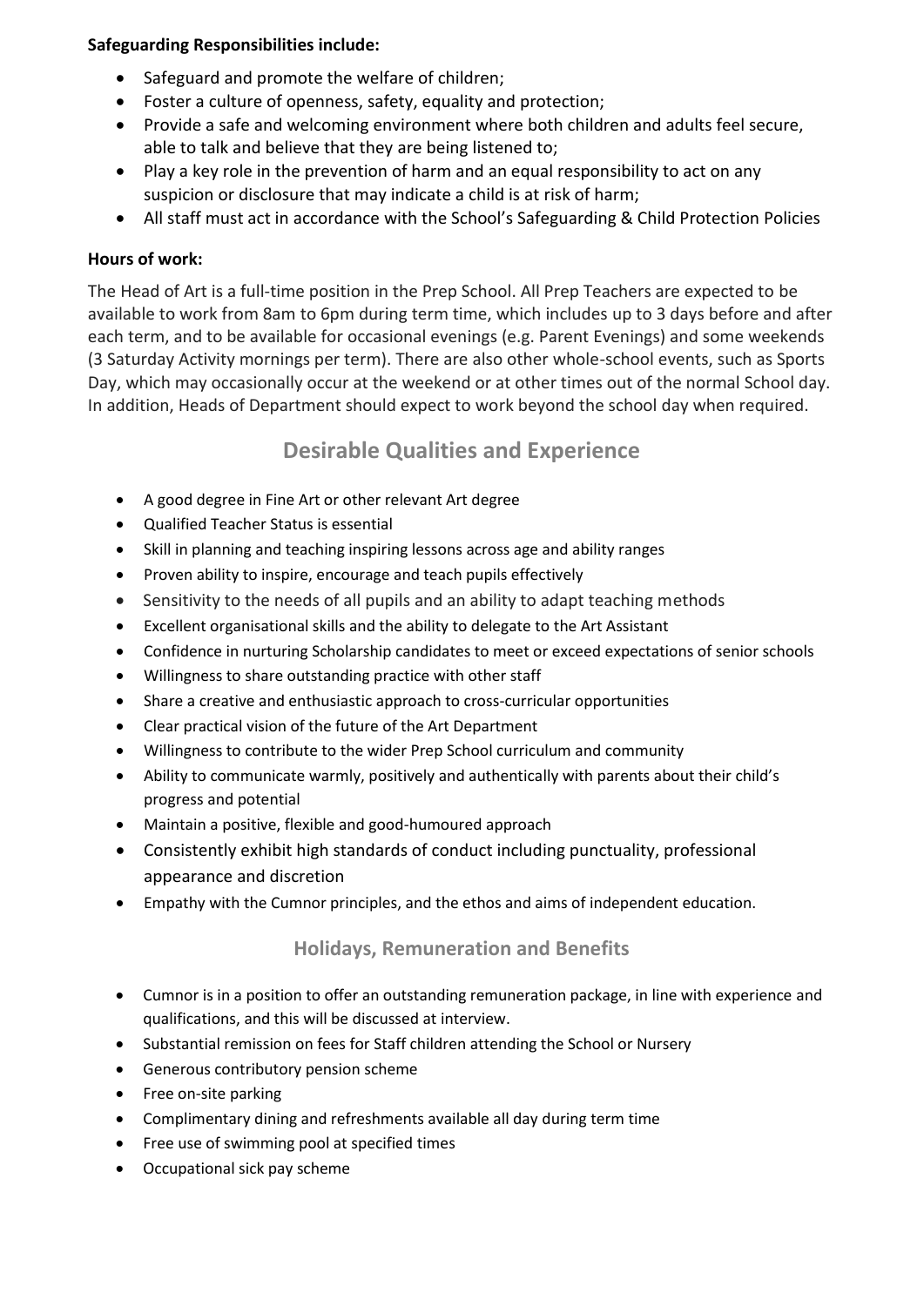**Safeguarding Responsibilities include:**

- Safeguard and promote the welfare of children;
- Foster a culture of openness, safety, equality and protection;
- Provide a safe and welcoming environment where both children and adults feel secure, able to talk and believe that they are being listened to;
- Play a key role in the prevention of harm and an equal responsibility to act on any suspicion or disclosure that may indicate a child is at risk of harm;
- All staff must act in accordance with the School's Safeguarding & Child Protection Policies

**Hours of work:**

The Head of Art is a full-time position in the Prep School. All Prep Teachers are expected to be available to work from 8am to 6pm during term time, which includes up to 3 days before and after each term, and to be available for occasional evenings (e.g. Parent Evenings) and some weekends (3 Saturday Activity mornings per term). There are also other whole-school events, such as Sports Day, which may occasionally occur at the weekend or at other times out of the normal School day. In addition, Heads of Department should expect to work beyond the school day when required.

## Desirable Qualities and Experience

- A good degree in Fine Art or other relevant Art degree
- Qualified Teacher Status is essential
- Skill in planning and teaching inspiring lessons across age and ability ranges
- Proven ability to inspire, encourage and teach pupils effectively
- Sensitivity to the needs of all pupils and an ability to adapt teaching methods
- Excellent organisational skills and the ability to delegate to the Art Assistant
- Confidence in nurturing Scholarship candidates to meet or exceed expectations of senior schools
- Willingness to share outstanding practice with other staff
- Share a creative and enthusiastic approach to cross-curricular opportunities
- Clear practical vision of the future of the Art Department
- Willingness to contribute to the wider Prep School curriculum and community
- Ability to communicate warmly, positively and authentically with parents about their child's progress and potential
- Maintain a positive, flexible and good-humoured approach
- Consistently exhibit high standards of conduct including punctuality, professional appearance and discretion
- Empathy with the Cumnor principles, and the ethos and aims of independent education.

### Holidays, Remuneration and Benefits

- Cumnor is in a position to offer an outstanding remuneration package, in line with experience and qualifications, and this will be discussed at interview.
- Substantial remission on fees for Staff children attending the School or Nursery
- Generous contributory pension scheme
- Free on-site parking
- Complimentary dining and refreshments available all day during term time
- Free use of swimming pool at specified times
- Occupational sick pay scheme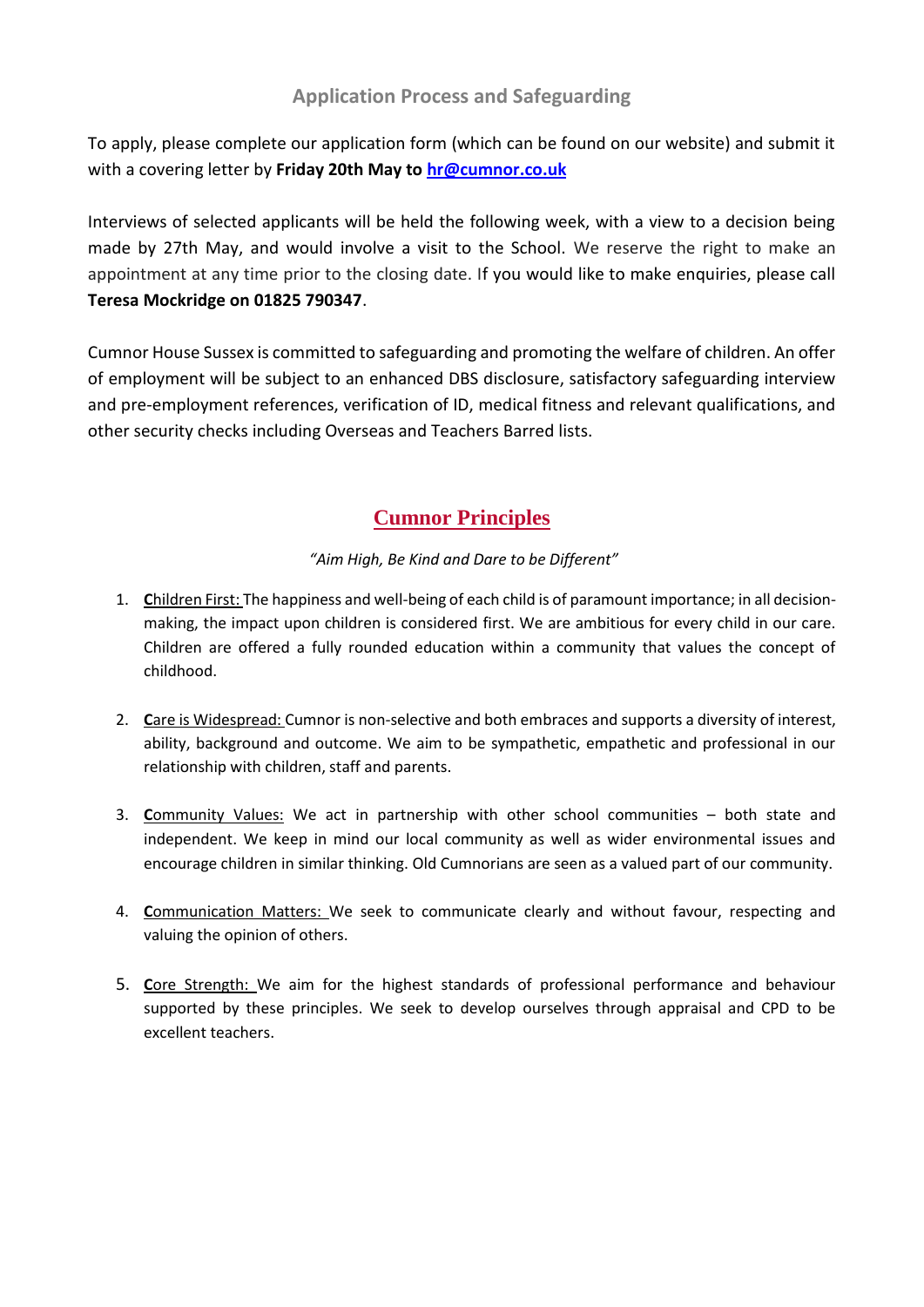## Application Process and Safeguarding

To apply, please complete our application form (which can be found on our website) and submit it with a covering letter by **Friday 20th May to [hr@cumnor.co.uk](mailto:hr@cumnor.co.uk)**

Interviews of selected applicants will be held the following week, with a view to a decision being made by 27th May, and would involve a visit to the School. We reserve the right to make an appointment at any time prior to the closing date. If you would like to make enquiries, please call **Teresa Mockridge on 01825 790347**.

Cumnor House Sussex is committed to safeguarding and promoting the welfare of children. An offer of employment will be subject to an enhanced DBS disclosure, satisfactory safeguarding interview and pre-employment references, verification of ID, medical fitness and relevant qualifications, and other security checks including Overseas and Teachers Barred lists.

## Cumnor Principles

*"Aim High, Be Kind and Dare to be Different"*

1. **C**hildren First: The happiness and well-being of each child is of paramount importance; in all decision-making, the impact upon children is considered first. We are ambitious for every child in our care. Children are offered a fully rounded education within a community that values the concept of childhood.

2. **C**are is Widespread: Cumnor is non-selective and both embraces and supports a diversity of interest, ability, background and outcome. We aim to be sympathetic, empathetic and professional in our relationship with children, staff and parents.

3. **C**ommunity Values: We act in partnership with other school communities – both state and independent. We keep in mind our local community as well as wider environmental issues and encourage children in similar thinking. Old Cumnorians are seen as a valued part of our community.

4. **C**ommunication Matters: We seek to communicate clearly and without favour, respecting and valuing the opinion of others.

5. **C**ore Strength: We aim for the highest standards of professional performance and behaviour supported by these principles. We seek to develop ourselves through appraisal and CPD to be excellent teachers.